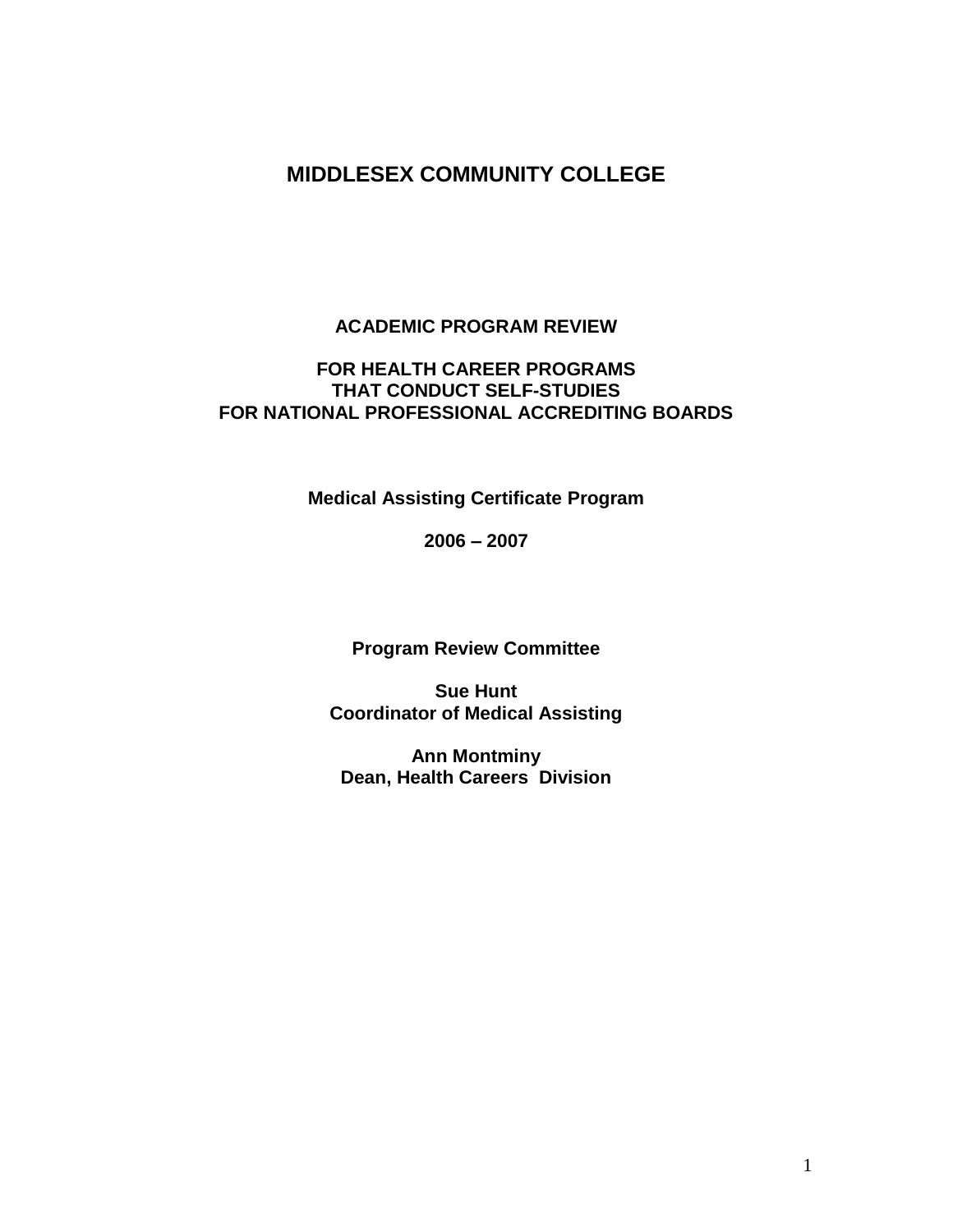# MIDDLESEX COMMUNITY COLLEGE

## ACADEMIC PROGRAM REVIEW

## FOR HEALTH CAREER PROGRAMS
## THAT CONDUCT SELF-STUDIES
## FOR NATIONAL PROFESSIONAL ACCREDITING BOARDS

**Medical Assisting Certificate Program**

**2006 – 2007**

**Program Review Committee**

**Sue Hunt**
**Coordinator of Medical Assisting**

**Ann Montminy**
**Dean, Health Careers Division**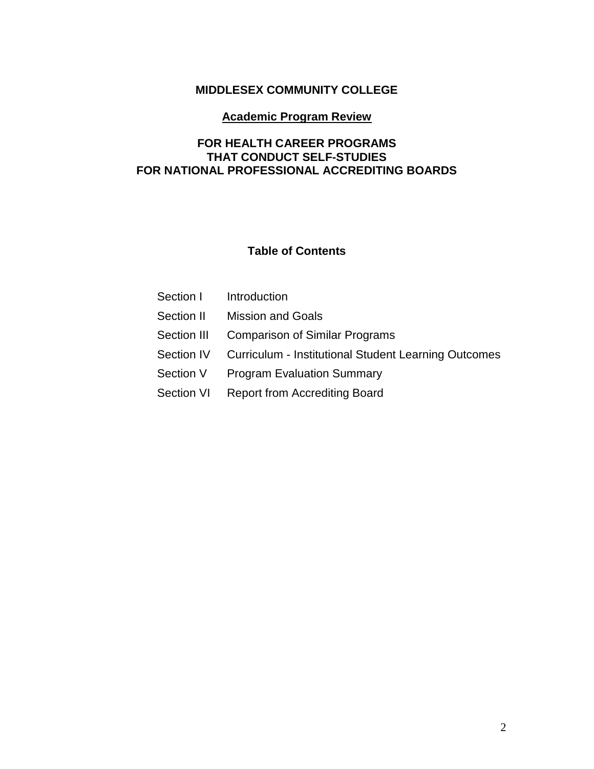# MIDDLESEX COMMUNITY COLLEGE

## Academic Program Review

## FOR HEALTH CAREER PROGRAMS THAT CONDUCT SELF-STUDIES FOR NATIONAL PROFESSIONAL ACCREDITING BOARDS

### Table of Contents

| | |
|---|---|
| Section I | Introduction |
| Section II | Mission and Goals |
| Section III | Comparison of Similar Programs |
| Section IV | Curriculum - Institutional Student Learning Outcomes |
| Section V | Program Evaluation Summary |
| Section VI | Report from Accrediting Board |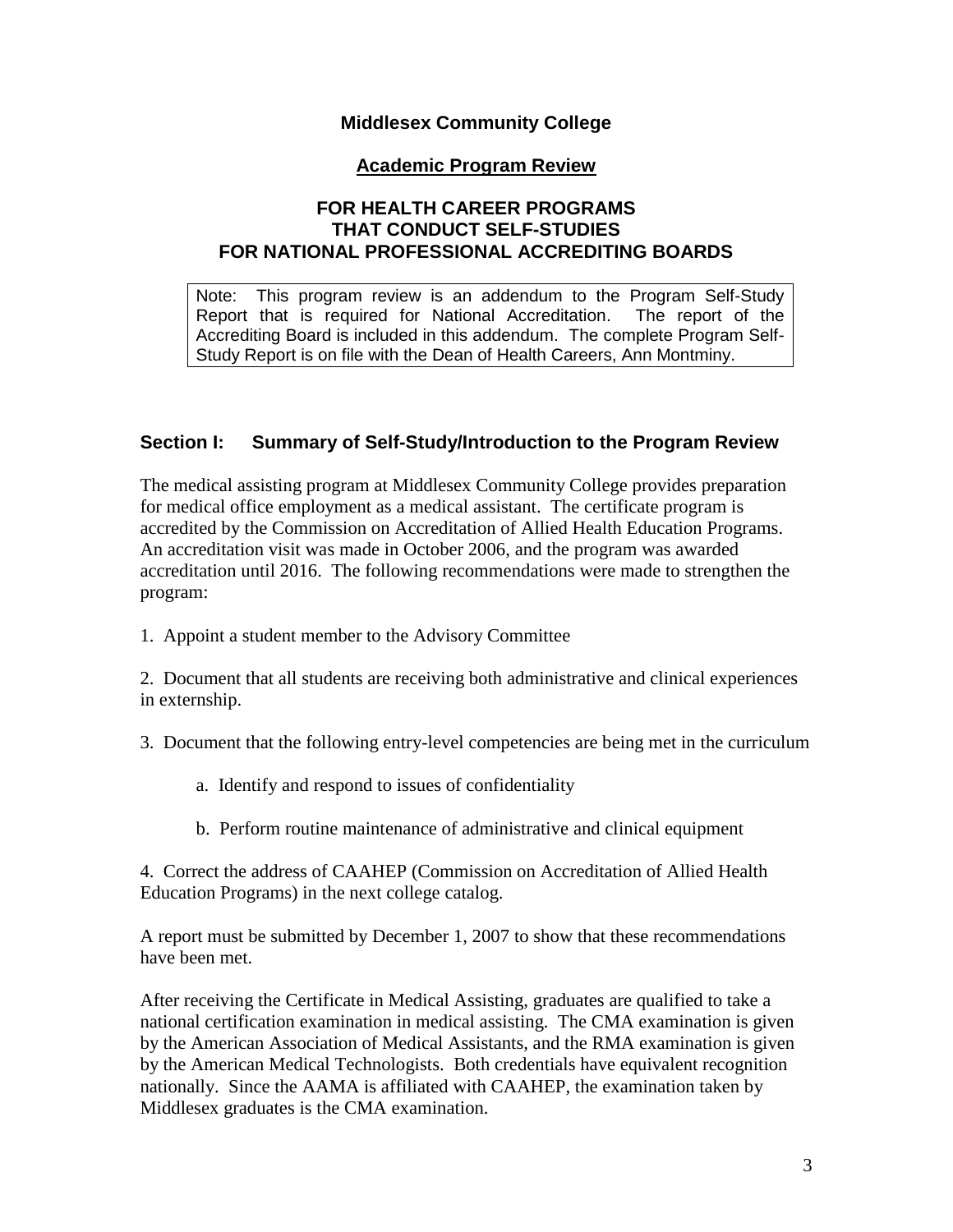**Middlesex Community College**

**Academic Program Review**

**FOR HEALTH CAREER PROGRAMS THAT CONDUCT SELF-STUDIES FOR NATIONAL PROFESSIONAL ACCREDITING BOARDS**

> Note: This program review is an addendum to the Program Self-Study Report that is required for National Accreditation. The report of the Accrediting Board is included in this addendum. The complete Program Self-Study Report is on file with the Dean of Health Careers, Ann Montminy.

## Section I: Summary of Self-Study/Introduction to the Program Review

The medical assisting program at Middlesex Community College provides preparation for medical office employment as a medical assistant. The certificate program is accredited by the Commission on Accreditation of Allied Health Education Programs. An accreditation visit was made in October 2006, and the program was awarded accreditation until 2016. The following recommendations were made to strengthen the program:

1. Appoint a student member to the Advisory Committee

2. Document that all students are receiving both administrative and clinical experiences in externship.

3. Document that the following entry-level competencies are being met in the curriculum

    a. Identify and respond to issues of confidentiality

    b. Perform routine maintenance of administrative and clinical equipment

4. Correct the address of CAAHEP (Commission on Accreditation of Allied Health Education Programs) in the next college catalog.

A report must be submitted by December 1, 2007 to show that these recommendations have been met.

After receiving the Certificate in Medical Assisting, graduates are qualified to take a national certification examination in medical assisting. The CMA examination is given by the American Association of Medical Assistants, and the RMA examination is given by the American Medical Technologists. Both credentials have equivalent recognition nationally. Since the AAMA is affiliated with CAAHEP, the examination taken by Middlesex graduates is the CMA examination.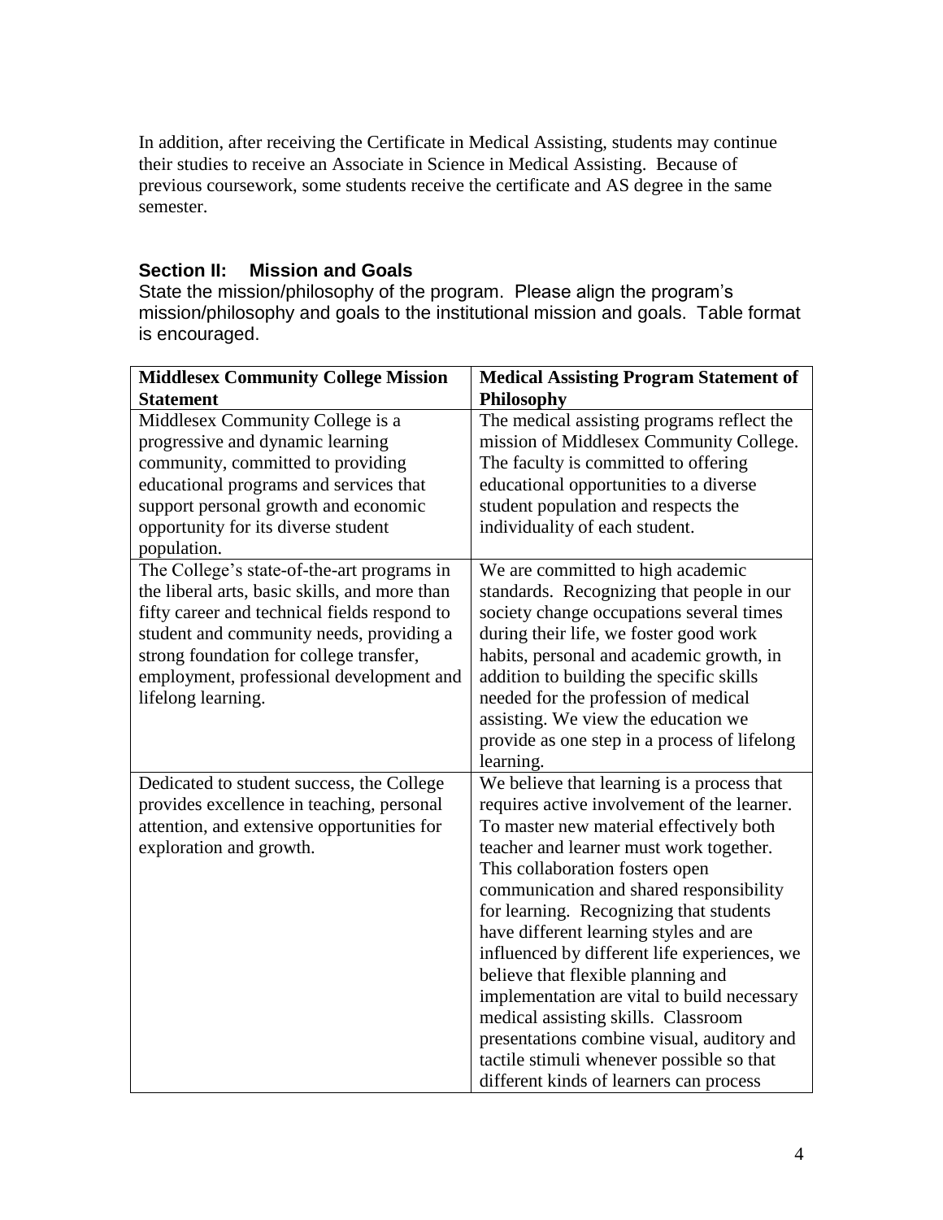In addition, after receiving the Certificate in Medical Assisting, students may continue their studies to receive an Associate in Science in Medical Assisting. Because of previous coursework, some students receive the certificate and AS degree in the same semester.

## Section II: Mission and Goals

State the mission/philosophy of the program. Please align the program's mission/philosophy and goals to the institutional mission and goals. Table format is encouraged.

| Middlesex Community College Mission Statement | Medical Assisting Program Statement of Philosophy |
|---|---|
| Middlesex Community College is a progressive and dynamic learning community, committed to providing educational programs and services that support personal growth and economic opportunity for its diverse student population. | The medical assisting programs reflect the mission of Middlesex Community College. The faculty is committed to offering educational opportunities to a diverse student population and respects the individuality of each student. |
| The College's state-of-the-art programs in the liberal arts, basic skills, and more than fifty career and technical fields respond to student and community needs, providing a strong foundation for college transfer, employment, professional development and lifelong learning. | We are committed to high academic standards. Recognizing that people in our society change occupations several times during their life, we foster good work habits, personal and academic growth, in addition to building the specific skills needed for the profession of medical assisting. We view the education we provide as one step in a process of lifelong learning. |
| Dedicated to student success, the College provides excellence in teaching, personal attention, and extensive opportunities for exploration and growth. | We believe that learning is a process that requires active involvement of the learner. To master new material effectively both teacher and learner must work together. This collaboration fosters open communication and shared responsibility for learning. Recognizing that students have different learning styles and are influenced by different life experiences, we believe that flexible planning and implementation are vital to build necessary medical assisting skills. Classroom presentations combine visual, auditory and tactile stimuli whenever possible so that different kinds of learners can process |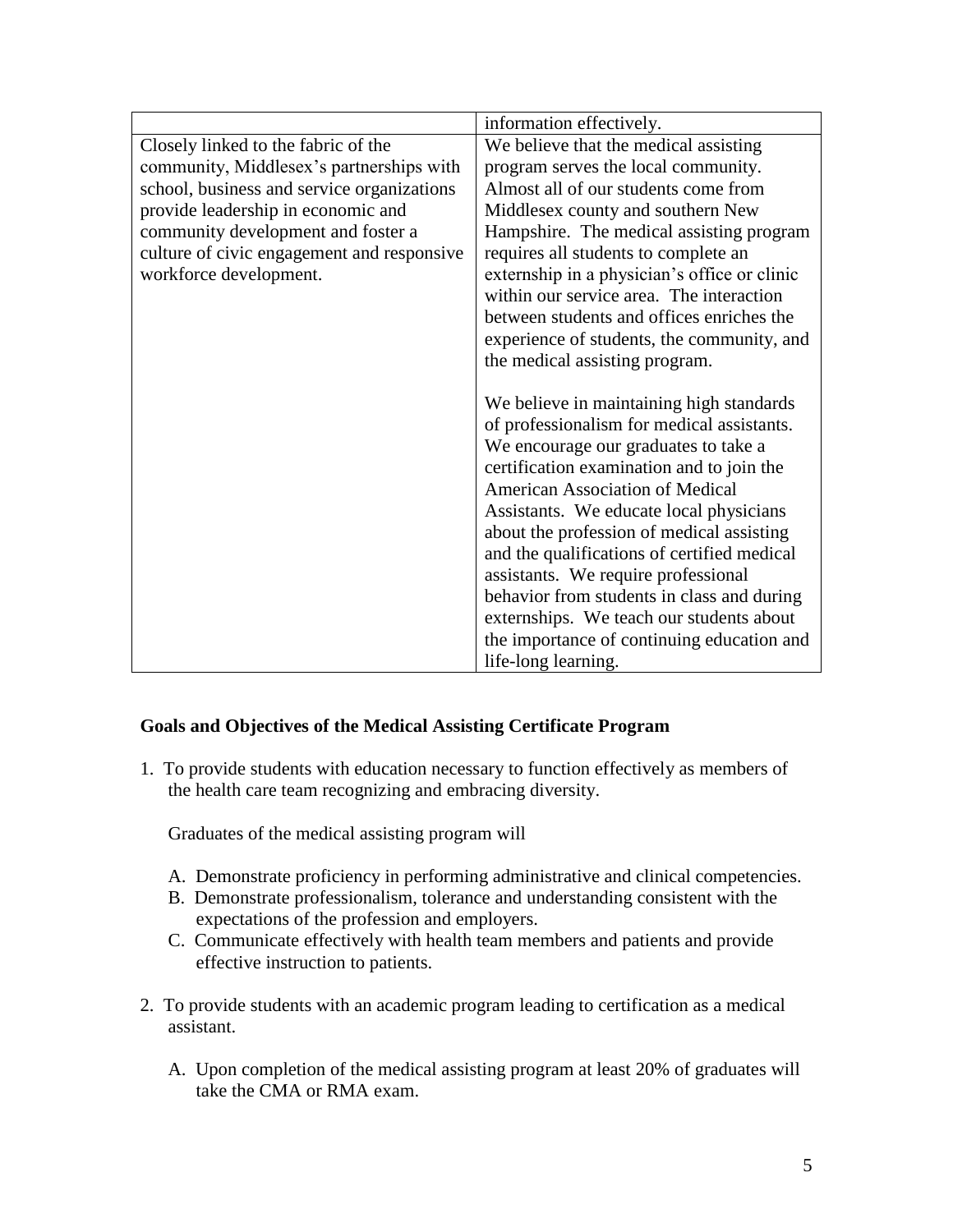| | |
|---|---|
| | information effectively. |
| Closely linked to the fabric of the community, Middlesex's partnerships with school, business and service organizations provide leadership in economic and community development and foster a culture of civic engagement and responsive workforce development. | We believe that the medical assisting program serves the local community. Almost all of our students come from Middlesex county and southern New Hampshire. The medical assisting program requires all students to complete an externship in a physician's office or clinic within our service area. The interaction between students and offices enriches the experience of students, the community, and the medical assisting program.<br><br>We believe in maintaining high standards of professionalism for medical assistants. We encourage our graduates to take a certification examination and to join the American Association of Medical Assistants. We educate local physicians about the profession of medical assisting and the qualifications of certified medical assistants. We require professional behavior from students in class and during externships. We teach our students about the importance of continuing education and life-long learning. |

**Goals and Objectives of the Medical Assisting Certificate Program**

1. To provide students with education necessary to function effectively as members of the health care team recognizing and embracing diversity.

   Graduates of the medical assisting program will

   A. Demonstrate proficiency in performing administrative and clinical competencies.
   B. Demonstrate professionalism, tolerance and understanding consistent with the expectations of the profession and employers.
   C. Communicate effectively with health team members and patients and provide effective instruction to patients.

2. To provide students with an academic program leading to certification as a medical assistant.

   A. Upon completion of the medical assisting program at least 20% of graduates will take the CMA or RMA exam.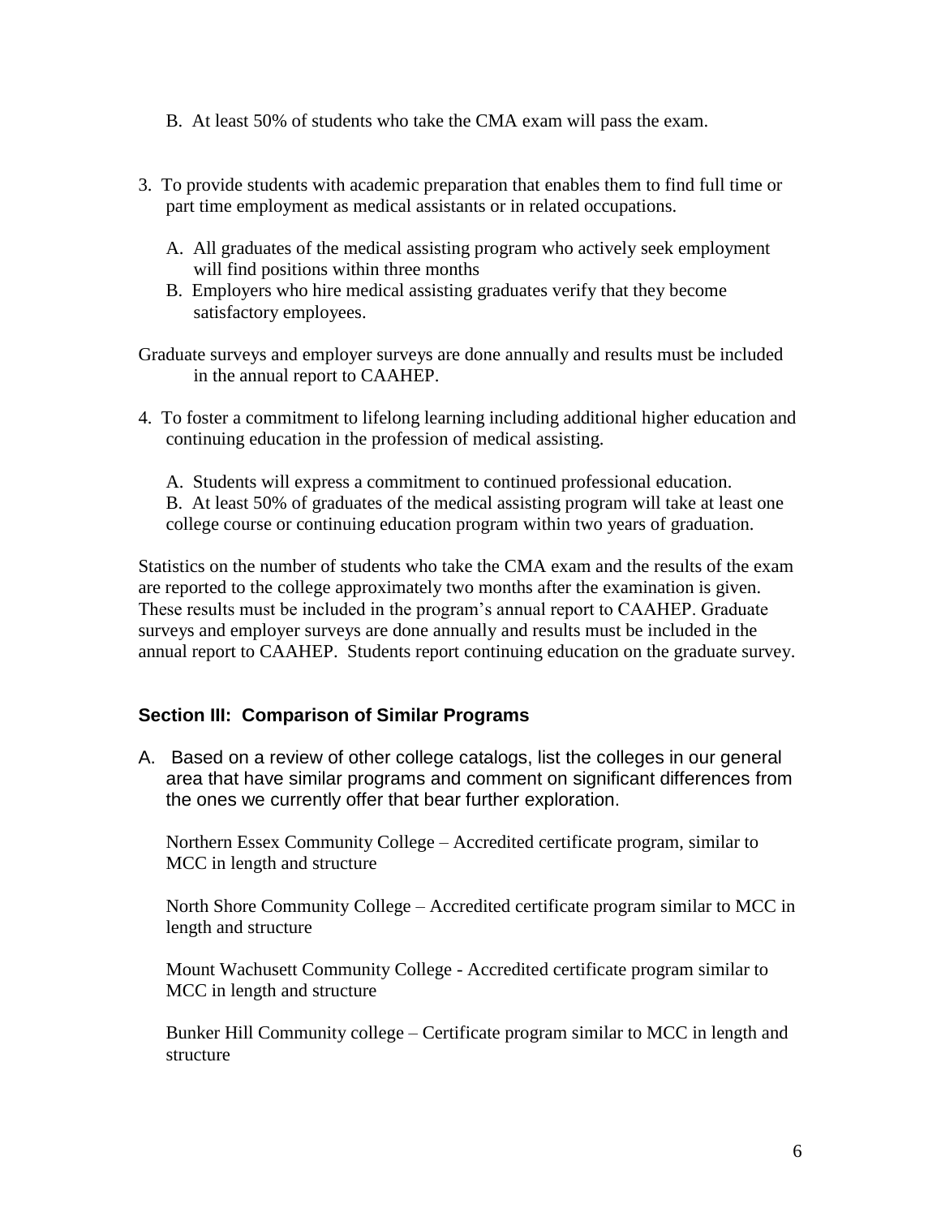B. At least 50% of students who take the CMA exam will pass the exam.

3. To provide students with academic preparation that enables them to find full time or part time employment as medical assistants or in related occupations.

   A. All graduates of the medical assisting program who actively seek employment will find positions within three months
   B. Employers who hire medical assisting graduates verify that they become satisfactory employees.

Graduate surveys and employer surveys are done annually and results must be included in the annual report to CAAHEP.

4. To foster a commitment to lifelong learning including additional higher education and continuing education in the profession of medical assisting.

   A. Students will express a commitment to continued professional education.
   B. At least 50% of graduates of the medical assisting program will take at least one college course or continuing education program within two years of graduation.

Statistics on the number of students who take the CMA exam and the results of the exam are reported to the college approximately two months after the examination is given. These results must be included in the program's annual report to CAAHEP. Graduate surveys and employer surveys are done annually and results must be included in the annual report to CAAHEP. Students report continuing education on the graduate survey.

### Section III: Comparison of Similar Programs

A. Based on a review of other college catalogs, list the colleges in our general area that have similar programs and comment on significant differences from the ones we currently offer that bear further exploration.

   Northern Essex Community College – Accredited certificate program, similar to MCC in length and structure

   North Shore Community College – Accredited certificate program similar to MCC in length and structure

   Mount Wachusett Community College - Accredited certificate program similar to MCC in length and structure

   Bunker Hill Community college – Certificate program similar to MCC in length and structure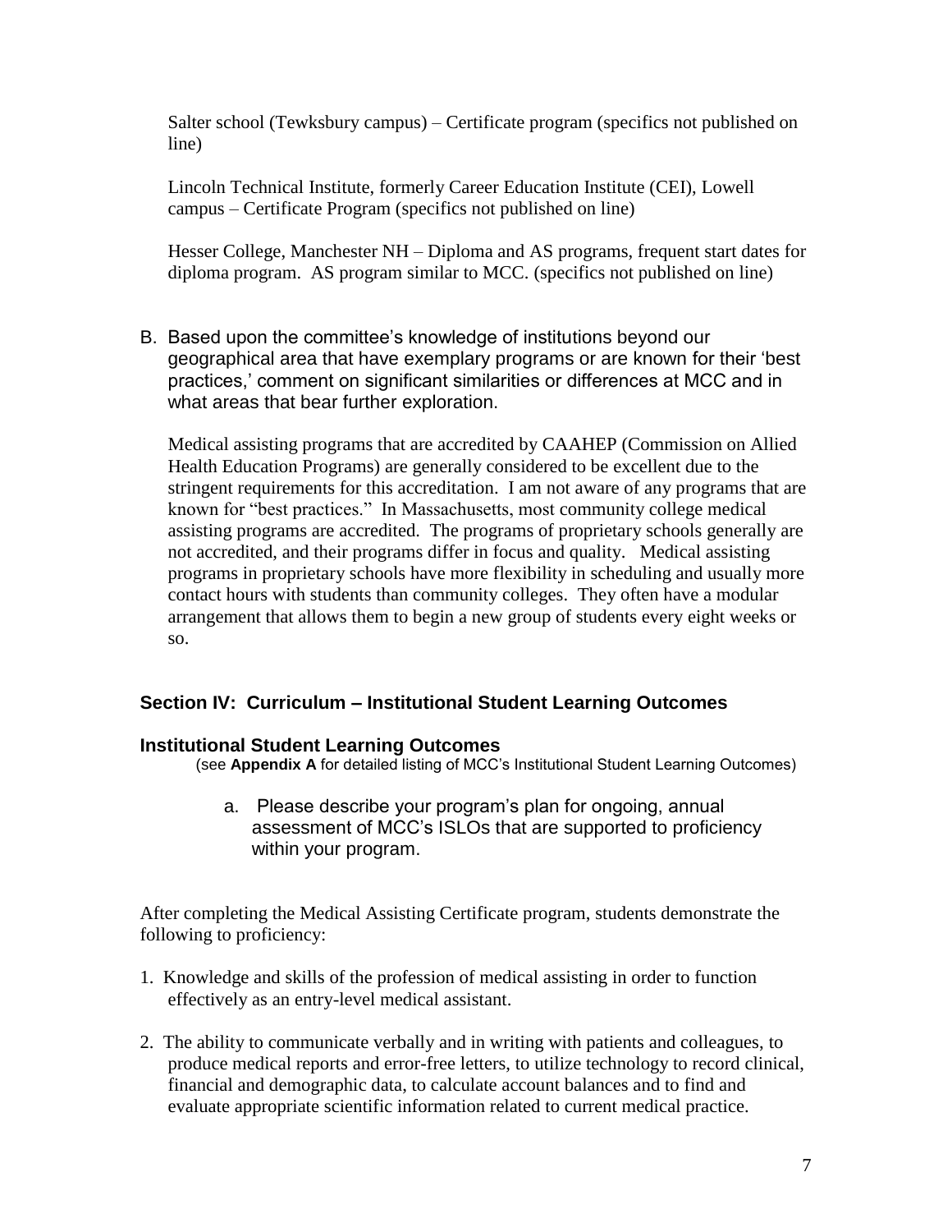Salter school (Tewksbury campus) – Certificate program (specifics not published on line)

Lincoln Technical Institute, formerly Career Education Institute (CEI), Lowell campus – Certificate Program (specifics not published on line)

Hesser College, Manchester NH – Diploma and AS programs, frequent start dates for diploma program. AS program similar to MCC. (specifics not published on line)

B. Based upon the committee's knowledge of institutions beyond our geographical area that have exemplary programs or are known for their 'best practices,' comment on significant similarities or differences at MCC and in what areas that bear further exploration.

Medical assisting programs that are accredited by CAAHEP (Commission on Allied Health Education Programs) are generally considered to be excellent due to the stringent requirements for this accreditation. I am not aware of any programs that are known for "best practices." In Massachusetts, most community college medical assisting programs are accredited. The programs of proprietary schools generally are not accredited, and their programs differ in focus and quality. Medical assisting programs in proprietary schools have more flexibility in scheduling and usually more contact hours with students than community colleges. They often have a modular arrangement that allows them to begin a new group of students every eight weeks or so.

## Section IV: Curriculum – Institutional Student Learning Outcomes

### Institutional Student Learning Outcomes

(see **Appendix A** for detailed listing of MCC's Institutional Student Learning Outcomes)

a. Please describe your program's plan for ongoing, annual assessment of MCC's ISLOs that are supported to proficiency within your program.

After completing the Medical Assisting Certificate program, students demonstrate the following to proficiency:

1. Knowledge and skills of the profession of medical assisting in order to function effectively as an entry-level medical assistant.
2. The ability to communicate verbally and in writing with patients and colleagues, to produce medical reports and error-free letters, to utilize technology to record clinical, financial and demographic data, to calculate account balances and to find and evaluate appropriate scientific information related to current medical practice.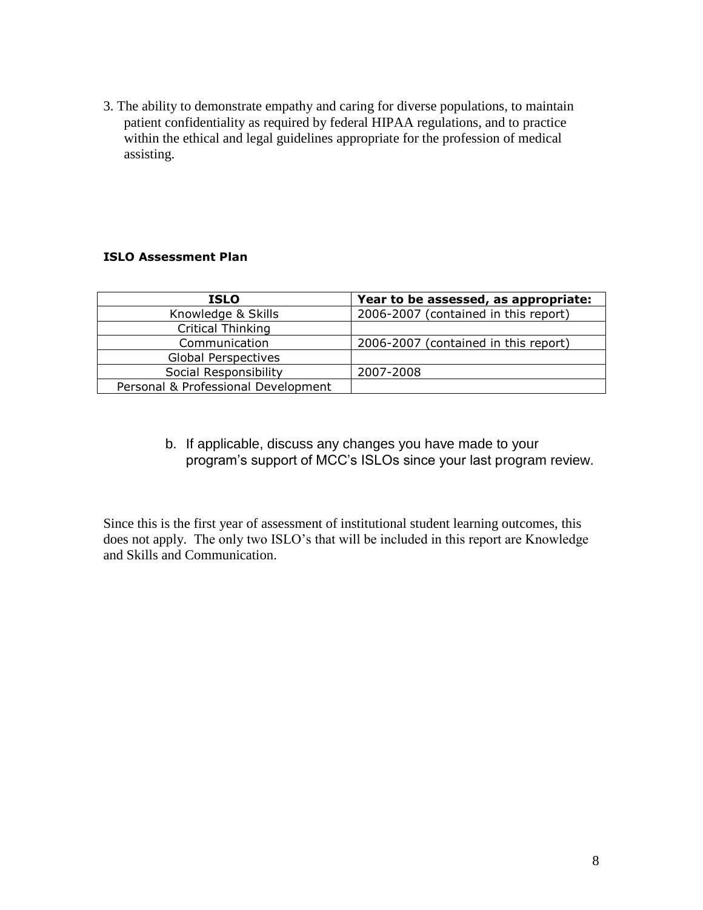3. The ability to demonstrate empathy and caring for diverse populations, to maintain patient confidentiality as required by federal HIPAA regulations, and to practice within the ethical and legal guidelines appropriate for the profession of medical assisting.

**ISLO Assessment Plan**

| ISLO | Year to be assessed, as appropriate: |
|---|---|
| Knowledge & Skills | 2006-2007 (contained in this report) |
| Critical Thinking | |
| Communication | 2006-2007 (contained in this report) |
| Global Perspectives | |
| Social Responsibility | 2007-2008 |
| Personal & Professional Development | |

b. If applicable, discuss any changes you have made to your program's support of MCC's ISLOs since your last program review.

Since this is the first year of assessment of institutional student learning outcomes, this does not apply. The only two ISLO's that will be included in this report are Knowledge and Skills and Communication.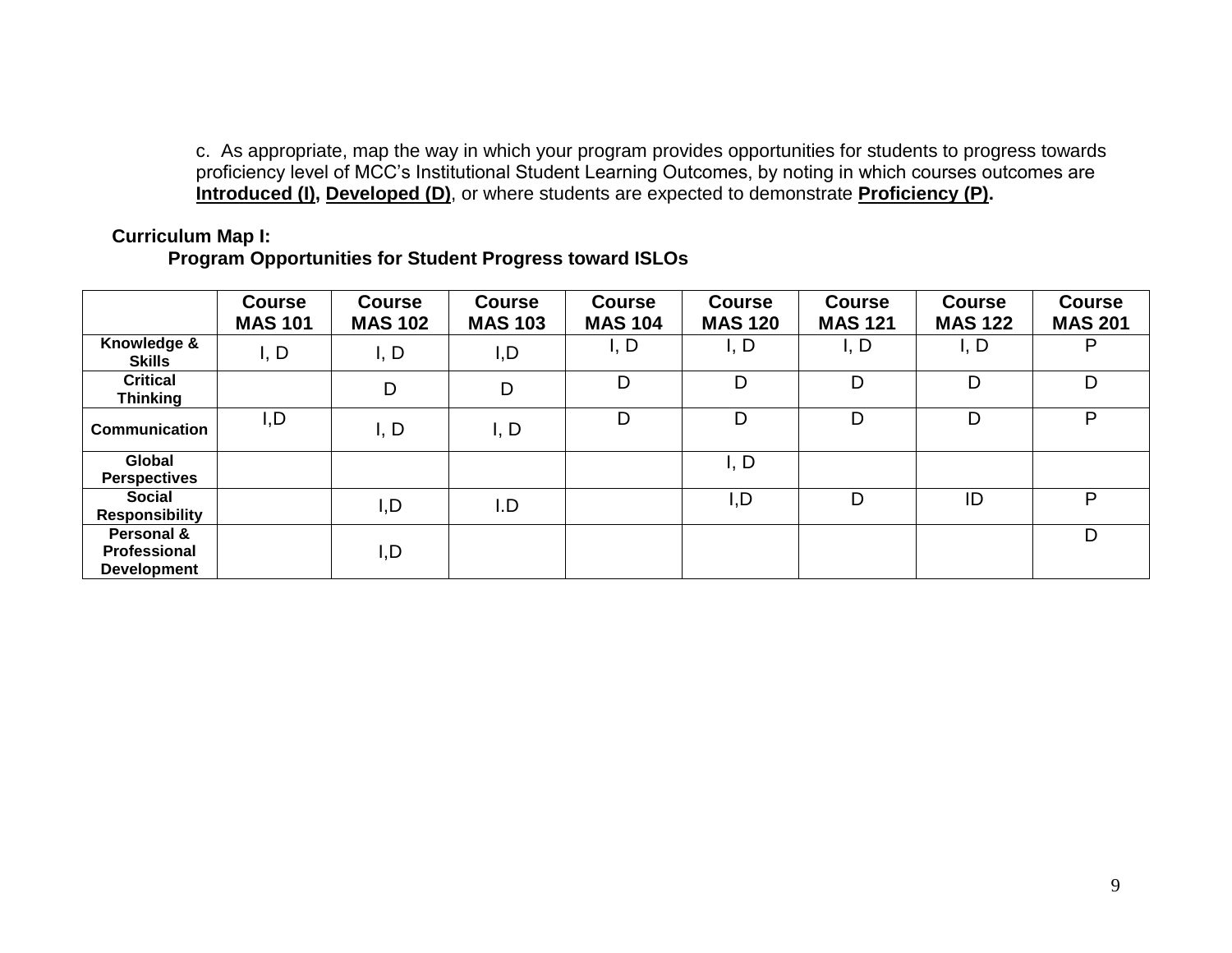c. As appropriate, map the way in which your program provides opportunities for students to progress towards proficiency level of MCC's Institutional Student Learning Outcomes, by noting in which courses outcomes are **Introduced (I), Developed (D)**, or where students are expected to demonstrate **Proficiency (P).**

**Curriculum Map I:**
**Program Opportunities for Student Progress toward ISLOs**

| | Course MAS 101 | Course MAS 102 | Course MAS 103 | Course MAS 104 | Course MAS 120 | Course MAS 121 | Course MAS 122 | Course MAS 201 |
|---|---|---|---|---|---|---|---|---|
| **Knowledge & Skills** | I, D | I, D | I,D | I, D | I, D | I, D | I, D | P |
| **Critical Thinking** | | D | D | D | D | D | D | D |
| **Communication** | I,D | I, D | I, D | D | D | D | D | P |
| **Global Perspectives** | | | | | I, D | | | |
| **Social Responsibility** | | I,D | I.D | | I,D | D | ID | P |
| **Personal & Professional Development** | | I,D | | | | | | D |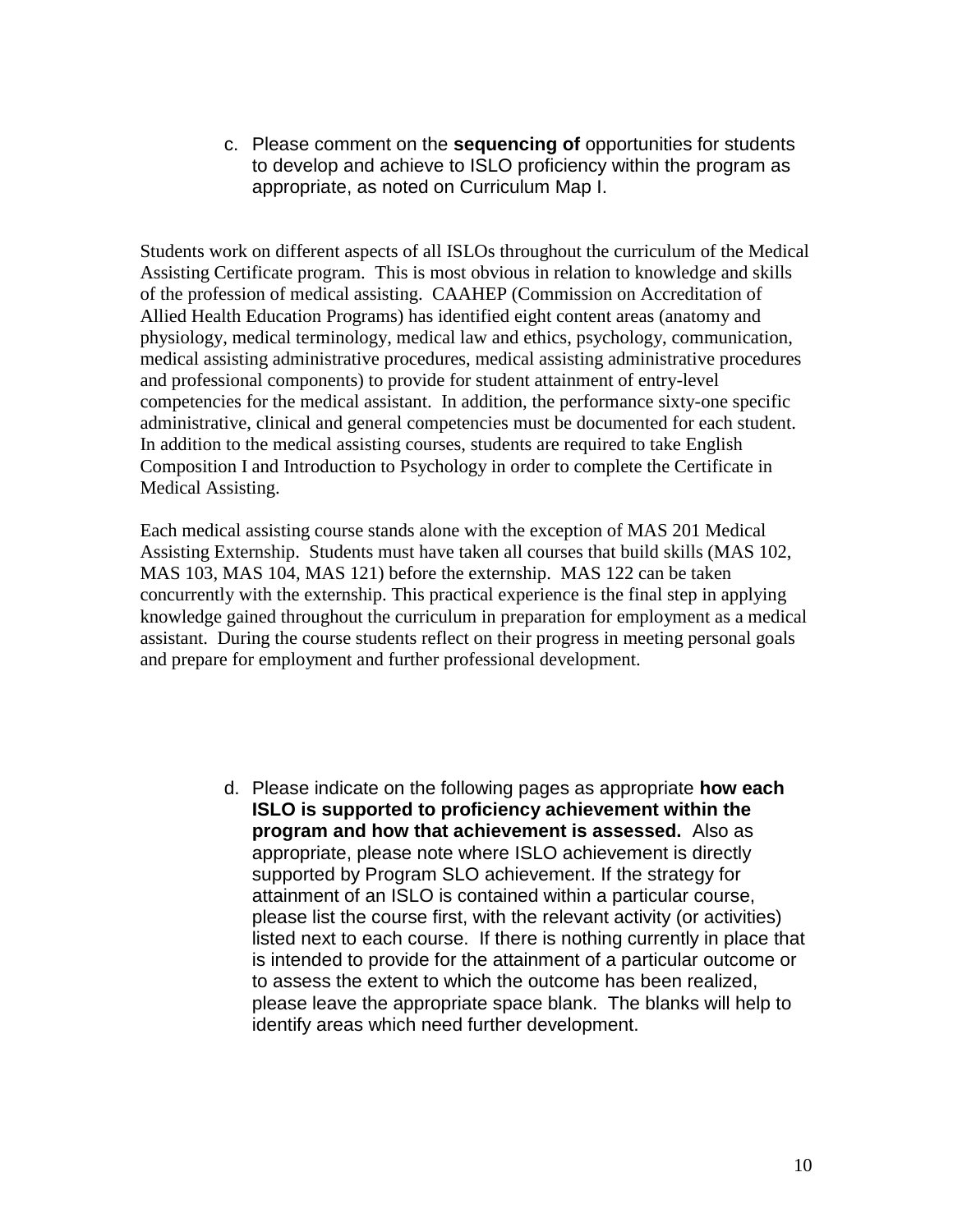c. Please comment on the **sequencing of** opportunities for students to develop and achieve to ISLO proficiency within the program as appropriate, as noted on Curriculum Map I.

Students work on different aspects of all ISLOs throughout the curriculum of the Medical Assisting Certificate program. This is most obvious in relation to knowledge and skills of the profession of medical assisting. CAAHEP (Commission on Accreditation of Allied Health Education Programs) has identified eight content areas (anatomy and physiology, medical terminology, medical law and ethics, psychology, communication, medical assisting administrative procedures, medical assisting administrative procedures and professional components) to provide for student attainment of entry-level competencies for the medical assistant. In addition, the performance sixty-one specific administrative, clinical and general competencies must be documented for each student. In addition to the medical assisting courses, students are required to take English Composition I and Introduction to Psychology in order to complete the Certificate in Medical Assisting.

Each medical assisting course stands alone with the exception of MAS 201 Medical Assisting Externship. Students must have taken all courses that build skills (MAS 102, MAS 103, MAS 104, MAS 121) before the externship. MAS 122 can be taken concurrently with the externship. This practical experience is the final step in applying knowledge gained throughout the curriculum in preparation for employment as a medical assistant. During the course students reflect on their progress in meeting personal goals and prepare for employment and further professional development.

d. Please indicate on the following pages as appropriate **how each ISLO is supported to proficiency achievement within the program and how that achievement is assessed.** Also as appropriate, please note where ISLO achievement is directly supported by Program SLO achievement. If the strategy for attainment of an ISLO is contained within a particular course, please list the course first, with the relevant activity (or activities) listed next to each course. If there is nothing currently in place that is intended to provide for the attainment of a particular outcome or to assess the extent to which the outcome has been realized, please leave the appropriate space blank. The blanks will help to identify areas which need further development.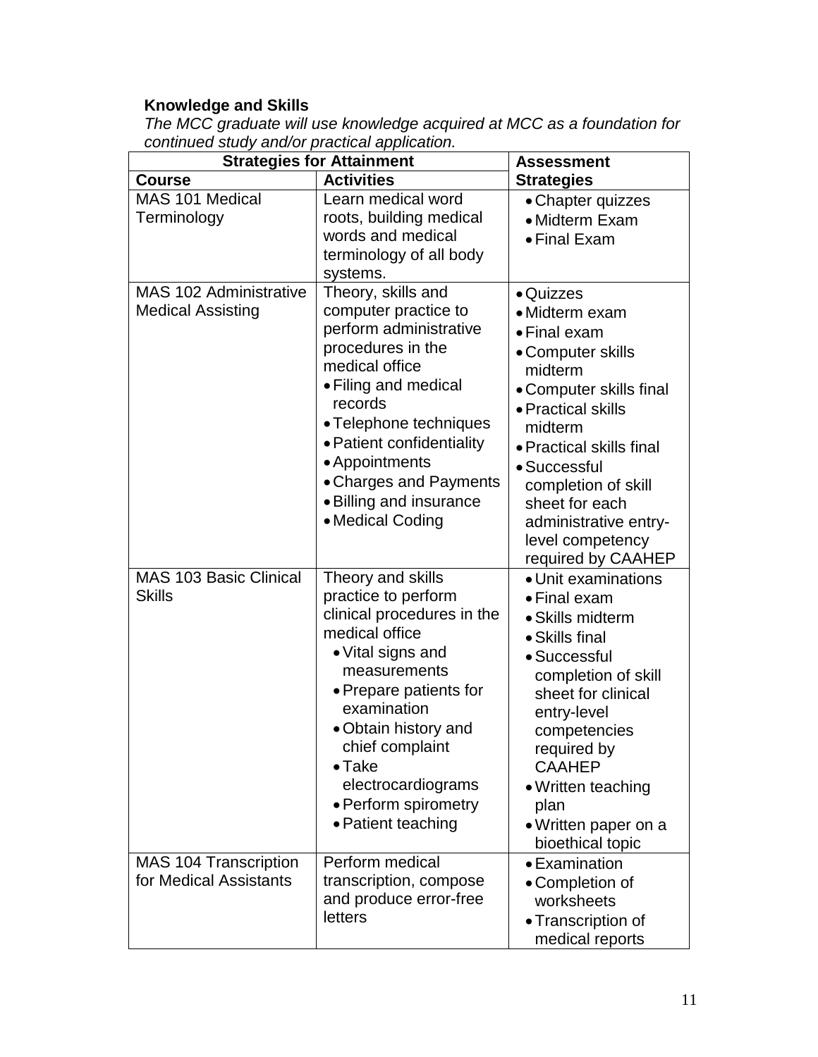**Knowledge and Skills**

*The MCC graduate will use knowledge acquired at MCC as a foundation for continued study and/or practical application.*

| Strategies for Attainment | | Assessment Strategies |
|---|---|---|
| **Course** | **Activities** | |
| MAS 101 Medical Terminology | Learn medical word roots, building medical words and medical terminology of all body systems. | • Chapter quizzes<br>• Midterm Exam<br>• Final Exam |
| MAS 102 Administrative Medical Assisting | Theory, skills and computer practice to perform administrative procedures in the medical office<br>• Filing and medical records<br>• Telephone techniques<br>• Patient confidentiality<br>• Appointments<br>• Charges and Payments<br>• Billing and insurance<br>• Medical Coding | • Quizzes<br>• Midterm exam<br>• Final exam<br>• Computer skills midterm<br>• Computer skills final<br>• Practical skills midterm<br>• Practical skills final<br>• Successful completion of skill sheet for each administrative entry-level competency required by CAAHEP |
| MAS 103 Basic Clinical Skills | Theory and skills practice to perform clinical procedures in the medical office<br>• Vital signs and measurements<br>• Prepare patients for examination<br>• Obtain history and chief complaint<br>• Take electrocardiograms<br>• Perform spirometry<br>• Patient teaching | • Unit examinations<br>• Final exam<br>• Skills midterm<br>• Skills final<br>• Successful completion of skill sheet for clinical entry-level competencies required by CAAHEP<br>• Written teaching plan<br>• Written paper on a bioethical topic |
| MAS 104 Transcription for Medical Assistants | Perform medical transcription, compose and produce error-free letters | • Examination<br>• Completion of worksheets<br>• Transcription of medical reports |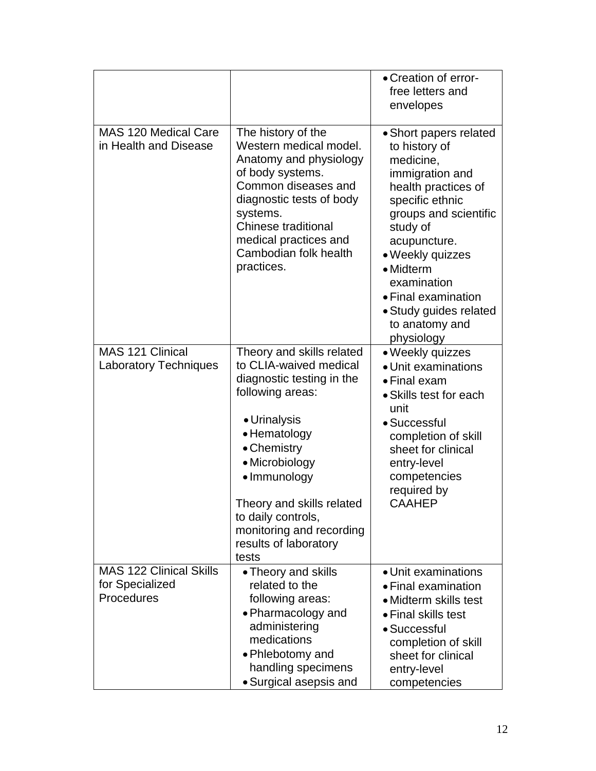| | | |
|---|---|---|
| | | • Creation of error-free letters and envelopes |
| MAS 120 Medical Care in Health and Disease | The history of the Western medical model. Anatomy and physiology of body systems. Common diseases and diagnostic tests of body systems. Chinese traditional medical practices and Cambodian folk health practices. | • Short papers related to history of medicine, immigration and health practices of specific ethnic groups and scientific study of acupuncture.<br>• Weekly quizzes<br>• Midterm examination<br>• Final examination<br>• Study guides related to anatomy and physiology |
| MAS 121 Clinical Laboratory Techniques | Theory and skills related to CLIA-waived medical diagnostic testing in the following areas:<br>• Urinalysis<br>• Hematology<br>• Chemistry<br>• Microbiology<br>• Immunology<br>Theory and skills related to daily controls, monitoring and recording results of laboratory tests | • Weekly quizzes<br>• Unit examinations<br>• Final exam<br>• Skills test for each unit<br>• Successful completion of skill sheet for clinical entry-level competencies required by CAAHEP |
| MAS 122 Clinical Skills for Specialized Procedures | • Theory and skills related to the following areas:<br>• Pharmacology and administering medications<br>• Phlebotomy and handling specimens<br>• Surgical asepsis and | • Unit examinations<br>• Final examination<br>• Midterm skills test<br>• Final skills test<br>• Successful completion of skill sheet for clinical entry-level competencies |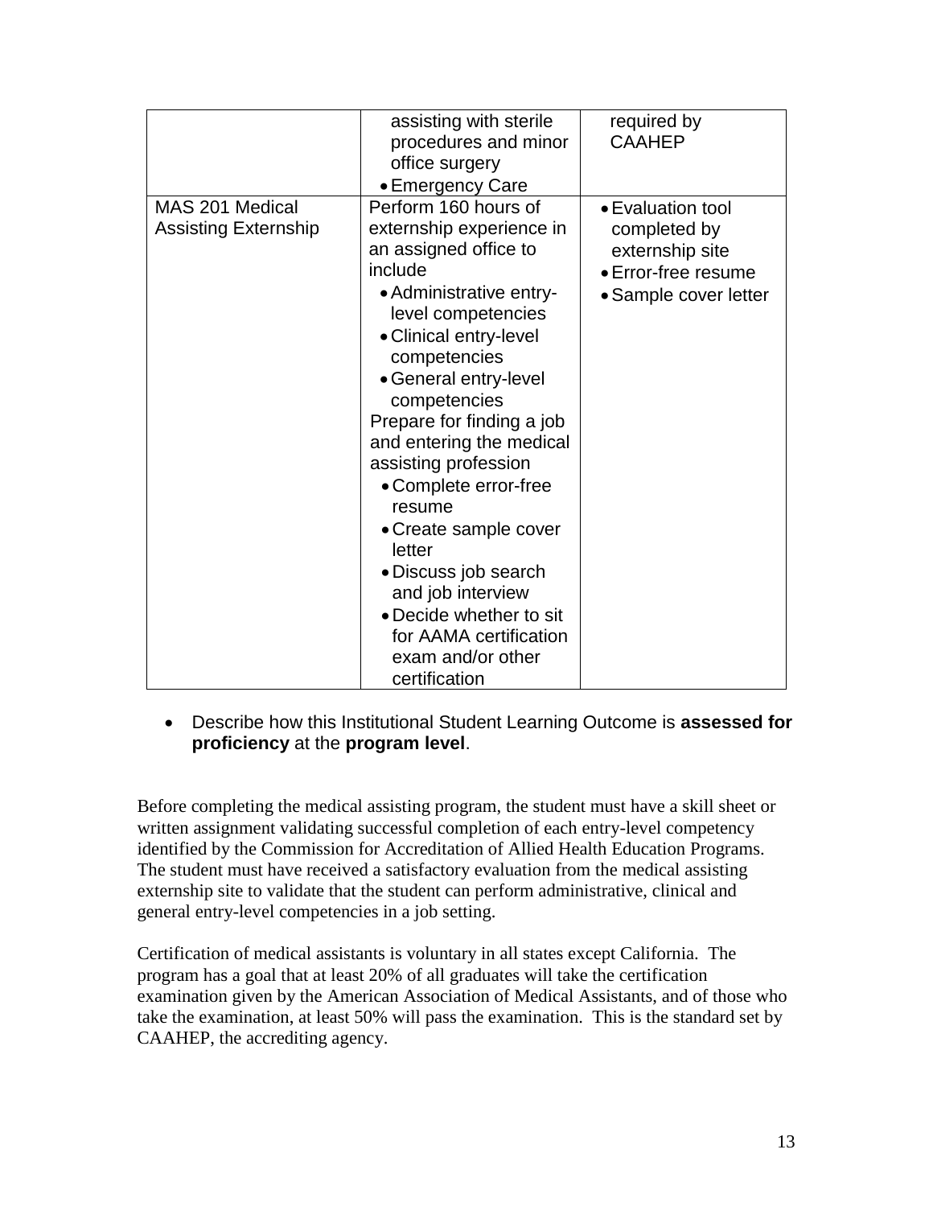| | | |
|---|---|---|
| | assisting with sterile procedures and minor office surgery<br>• Emergency Care | required by CAAHEP |
| MAS 201 Medical Assisting Externship | Perform 160 hours of externship experience in an assigned office to include<br>• Administrative entry-level competencies<br>• Clinical entry-level competencies<br>• General entry-level competencies<br>Prepare for finding a job and entering the medical assisting profession<br>• Complete error-free resume<br>• Create sample cover letter<br>• Discuss job search and job interview<br>• Decide whether to sit for AAMA certification exam and/or other certification | • Evaluation tool completed by externship site<br>• Error-free resume<br>• Sample cover letter |

- Describe how this Institutional Student Learning Outcome is **assessed for proficiency** at the **program level**.

Before completing the medical assisting program, the student must have a skill sheet or written assignment validating successful completion of each entry-level competency identified by the Commission for Accreditation of Allied Health Education Programs. The student must have received a satisfactory evaluation from the medical assisting externship site to validate that the student can perform administrative, clinical and general entry-level competencies in a job setting.

Certification of medical assistants is voluntary in all states except California. The program has a goal that at least 20% of all graduates will take the certification examination given by the American Association of Medical Assistants, and of those who take the examination, at least 50% will pass the examination. This is the standard set by CAAHEP, the accrediting agency.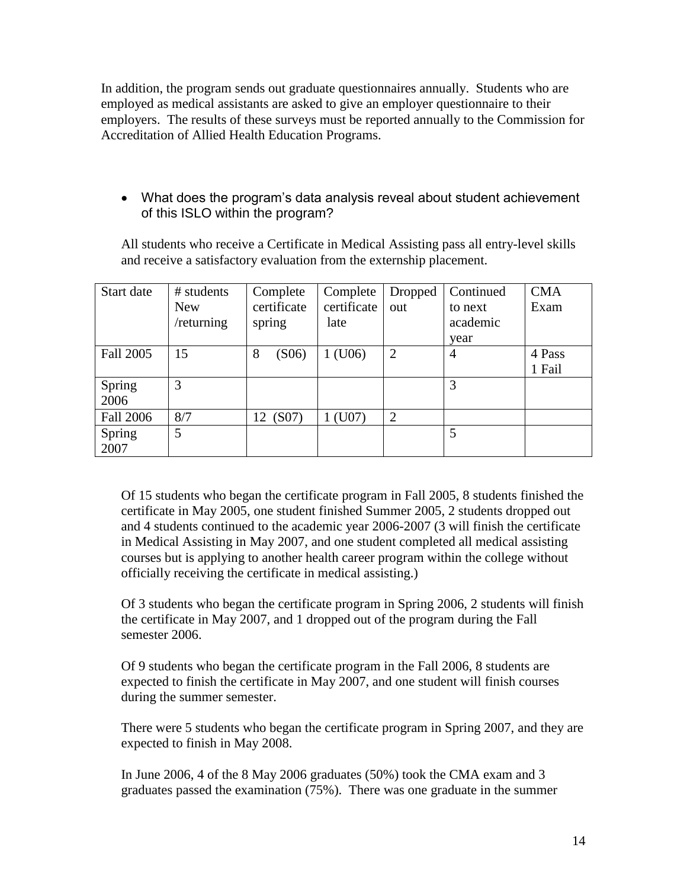In addition, the program sends out graduate questionnaires annually. Students who are employed as medical assistants are asked to give an employer questionnaire to their employers. The results of these surveys must be reported annually to the Commission for Accreditation of Allied Health Education Programs.

- What does the program's data analysis reveal about student achievement of this ISLO within the program?

All students who receive a Certificate in Medical Assisting pass all entry-level skills and receive a satisfactory evaluation from the externship placement.

| Start date | # students New /returning | Complete certificate spring | Complete certificate late | Dropped out | Continued to next academic year | CMA Exam |
|---|---|---|---|---|---|---|
| Fall 2005 | 15 | 8 (S06) | 1 (U06) | 2 | 4 | 4 Pass 1 Fail |
| Spring 2006 | 3 | | | | 3 | |
| Fall 2006 | 8/7 | 12 (S07) | 1 (U07) | 2 | | |
| Spring 2007 | 5 | | | | 5 | |

Of 15 students who began the certificate program in Fall 2005, 8 students finished the certificate in May 2005, one student finished Summer 2005, 2 students dropped out and 4 students continued to the academic year 2006-2007 (3 will finish the certificate in Medical Assisting in May 2007, and one student completed all medical assisting courses but is applying to another health career program within the college without officially receiving the certificate in medical assisting.)

Of 3 students who began the certificate program in Spring 2006, 2 students will finish the certificate in May 2007, and 1 dropped out of the program during the Fall semester 2006.

Of 9 students who began the certificate program in the Fall 2006, 8 students are expected to finish the certificate in May 2007, and one student will finish courses during the summer semester.

There were 5 students who began the certificate program in Spring 2007, and they are expected to finish in May 2008.

In June 2006, 4 of the 8 May 2006 graduates (50%) took the CMA exam and 3 graduates passed the examination (75%). There was one graduate in the summer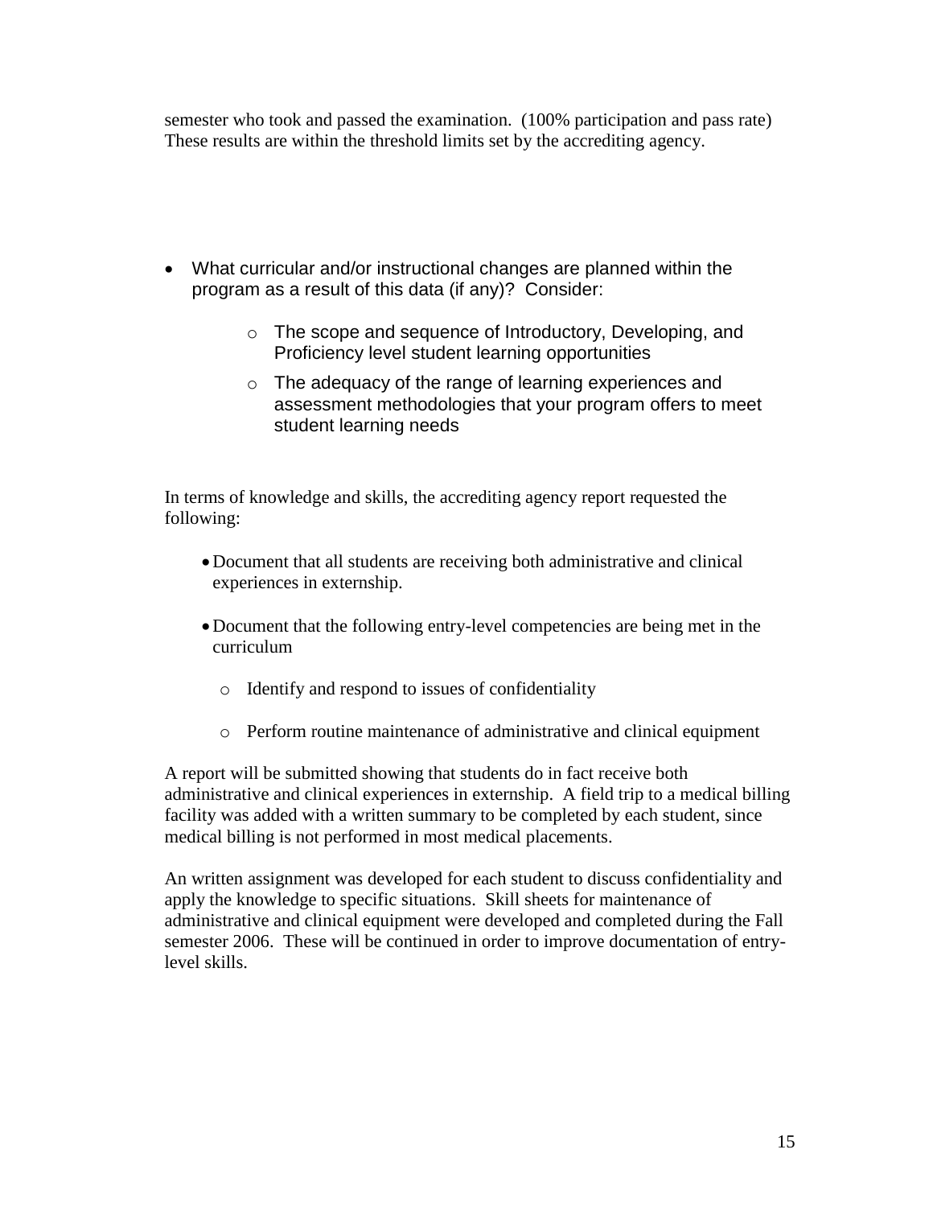semester who took and passed the examination. (100% participation and pass rate) These results are within the threshold limits set by the accrediting agency.

- What curricular and/or instructional changes are planned within the program as a result of this data (if any)? Consider:
  - The scope and sequence of Introductory, Developing, and Proficiency level student learning opportunities
  - The adequacy of the range of learning experiences and assessment methodologies that your program offers to meet student learning needs

In terms of knowledge and skills, the accrediting agency report requested the following:

- Document that all students are receiving both administrative and clinical experiences in externship.
- Document that the following entry-level competencies are being met in the curriculum
  - Identify and respond to issues of confidentiality
  - Perform routine maintenance of administrative and clinical equipment

A report will be submitted showing that students do in fact receive both administrative and clinical experiences in externship. A field trip to a medical billing facility was added with a written summary to be completed by each student, since medical billing is not performed in most medical placements.

An written assignment was developed for each student to discuss confidentiality and apply the knowledge to specific situations. Skill sheets for maintenance of administrative and clinical equipment were developed and completed during the Fall semester 2006. These will be continued in order to improve documentation of entry-level skills.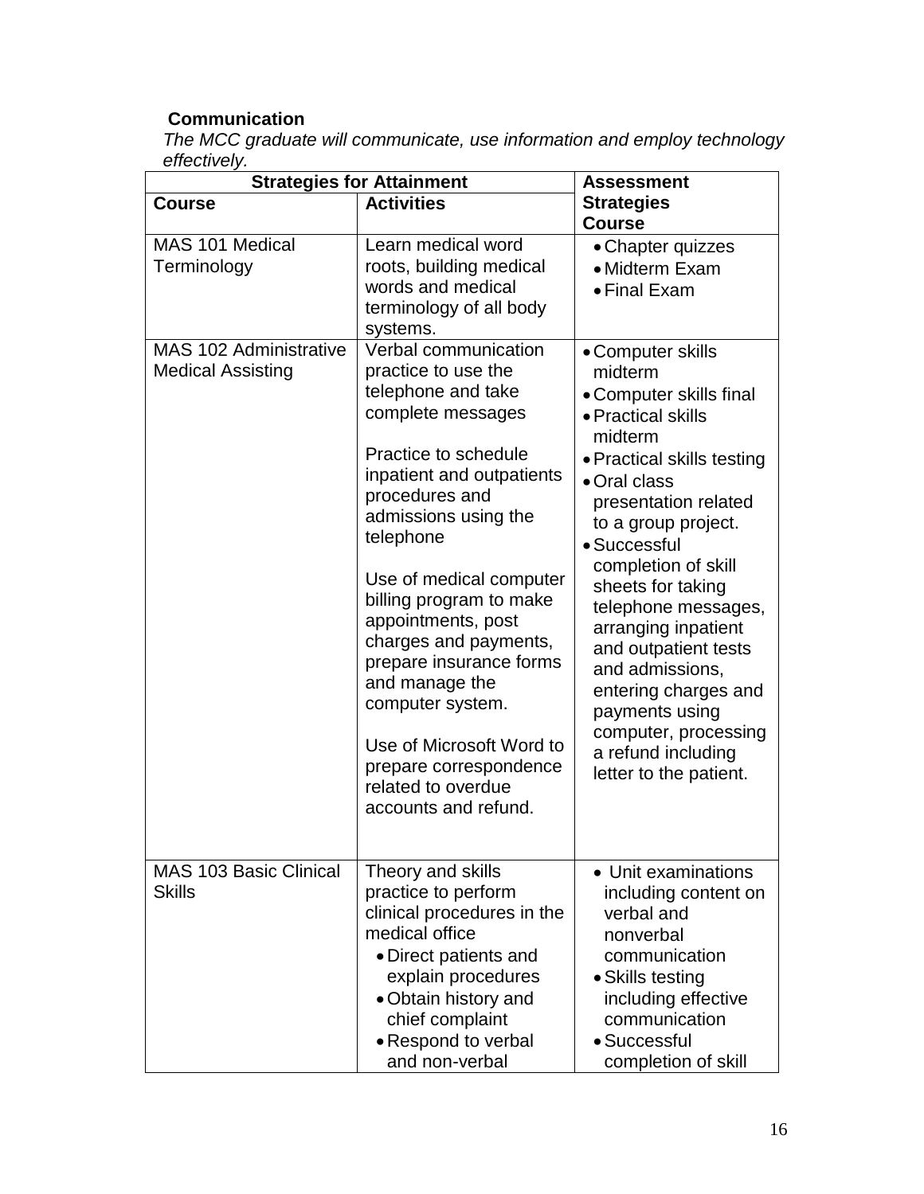**Communication**

*The MCC graduate will communicate, use information and employ technology effectively.*

| Strategies for Attainment | | Assessment Strategies |
|---|---|---|
| **Course** | **Activities** | **Course** |
| MAS 101 Medical Terminology | Learn medical word roots, building medical words and medical terminology of all body systems. | • Chapter quizzes<br>• Midterm Exam<br>• Final Exam |
| MAS 102 Administrative Medical Assisting | Verbal communication practice to use the telephone and take complete messages<br><br>Practice to schedule inpatient and outpatients procedures and admissions using the telephone<br><br>Use of medical computer billing program to make appointments, post charges and payments, prepare insurance forms and manage the computer system.<br><br>Use of Microsoft Word to prepare correspondence related to overdue accounts and refund. | • Computer skills midterm<br>• Computer skills final<br>• Practical skills midterm<br>• Practical skills testing<br>• Oral class presentation related to a group project.<br>• Successful completion of skill sheets for taking telephone messages, arranging inpatient and outpatient tests and admissions, entering charges and payments using computer, processing a refund including letter to the patient. |
| MAS 103 Basic Clinical Skills | Theory and skills practice to perform clinical procedures in the medical office<br>• Direct patients and explain procedures<br>• Obtain history and chief complaint<br>• Respond to verbal and non-verbal | • Unit examinations including content on verbal and nonverbal communication<br>• Skills testing including effective communication<br>• Successful completion of skill |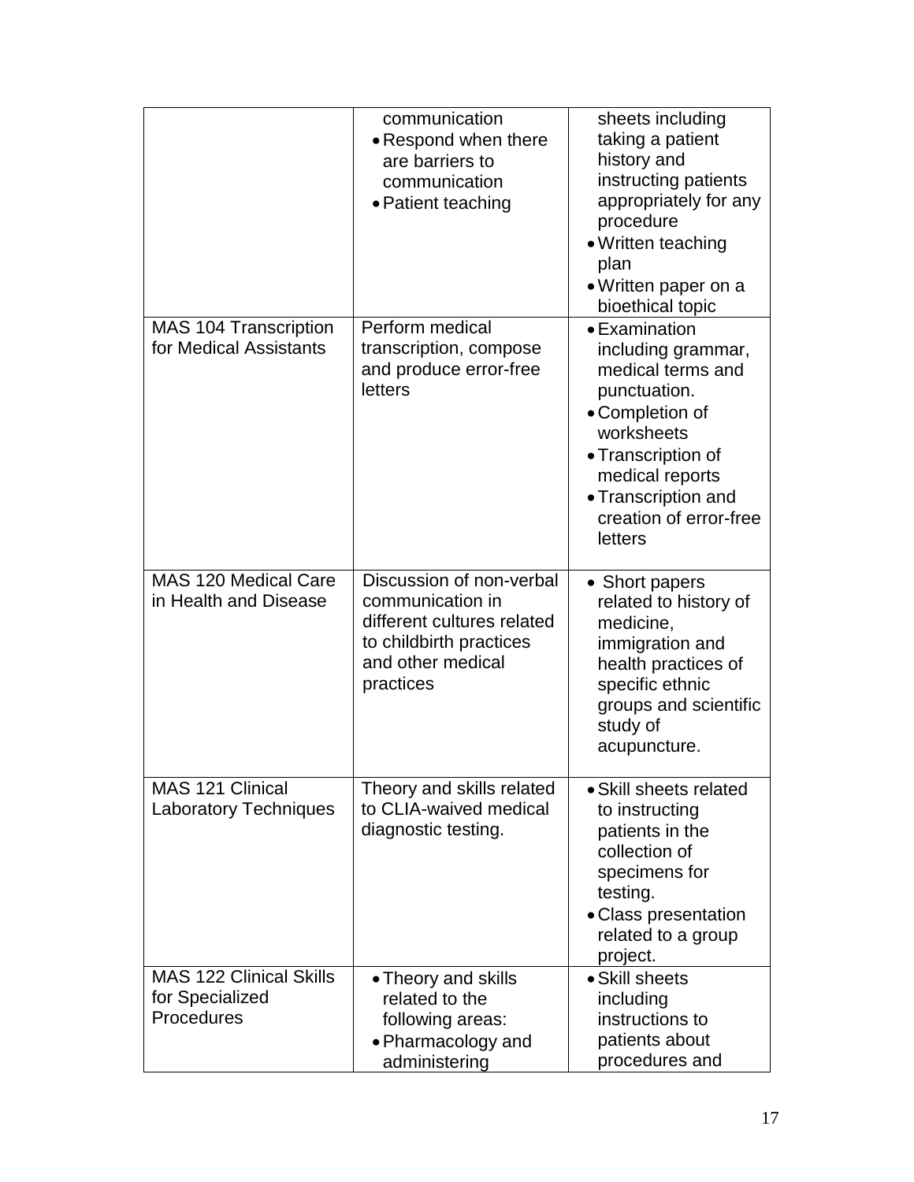| | | |
|---|---|---|
| | communication<br>• Respond when there are barriers to communication<br>• Patient teaching | sheets including taking a patient history and instructing patients appropriately for any procedure<br>• Written teaching plan<br>• Written paper on a bioethical topic |
| MAS 104 Transcription for Medical Assistants | Perform medical transcription, compose and produce error-free letters | • Examination including grammar, medical terms and punctuation.<br>• Completion of worksheets<br>• Transcription of medical reports<br>• Transcription and creation of error-free letters |
| MAS 120 Medical Care in Health and Disease | Discussion of non-verbal communication in different cultures related to childbirth practices and other medical practices | • Short papers related to history of medicine, immigration and health practices of specific ethnic groups and scientific study of acupuncture. |
| MAS 121 Clinical Laboratory Techniques | Theory and skills related to CLIA-waived medical diagnostic testing. | • Skill sheets related to instructing patients in the collection of specimens for testing.<br>• Class presentation related to a group project. |
| MAS 122 Clinical Skills for Specialized Procedures | • Theory and skills related to the following areas:<br>• Pharmacology and administering | • Skill sheets including instructions to patients about procedures and |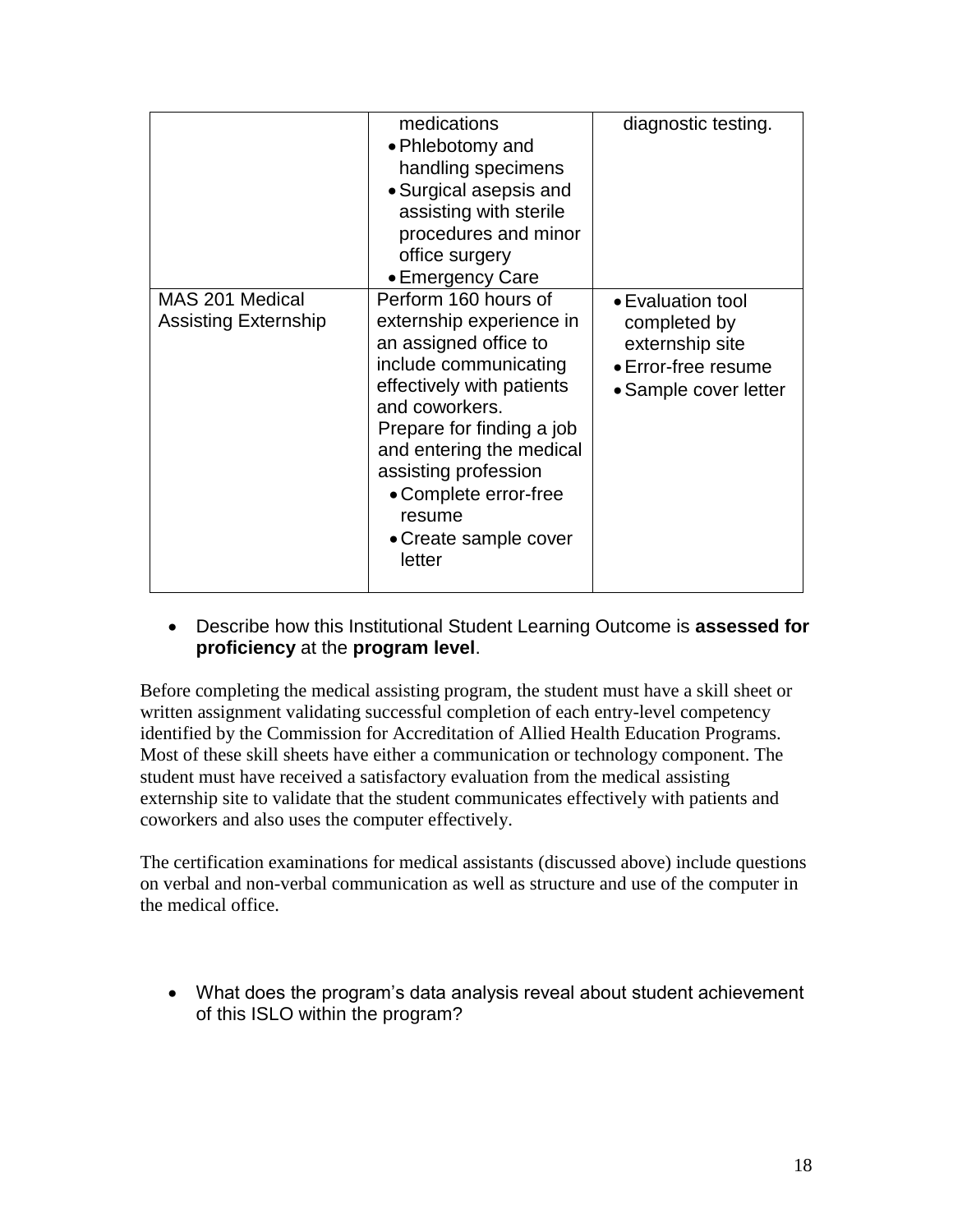| | | |
|---|---|---|
| | medications<br>• Phlebotomy and handling specimens<br>• Surgical asepsis and assisting with sterile procedures and minor office surgery<br>• Emergency Care | diagnostic testing. |
| MAS 201 Medical Assisting Externship | Perform 160 hours of externship experience in an assigned office to include communicating effectively with patients and coworkers.<br>Prepare for finding a job and entering the medical assisting profession<br>• Complete error-free resume<br>• Create sample cover letter | • Evaluation tool completed by externship site<br>• Error-free resume<br>• Sample cover letter |

- Describe how this Institutional Student Learning Outcome is **assessed for proficiency** at the **program level**.

Before completing the medical assisting program, the student must have a skill sheet or written assignment validating successful completion of each entry-level competency identified by the Commission for Accreditation of Allied Health Education Programs. Most of these skill sheets have either a communication or technology component. The student must have received a satisfactory evaluation from the medical assisting externship site to validate that the student communicates effectively with patients and coworkers and also uses the computer effectively.

The certification examinations for medical assistants (discussed above) include questions on verbal and non-verbal communication as well as structure and use of the computer in the medical office.

- What does the program's data analysis reveal about student achievement of this ISLO within the program?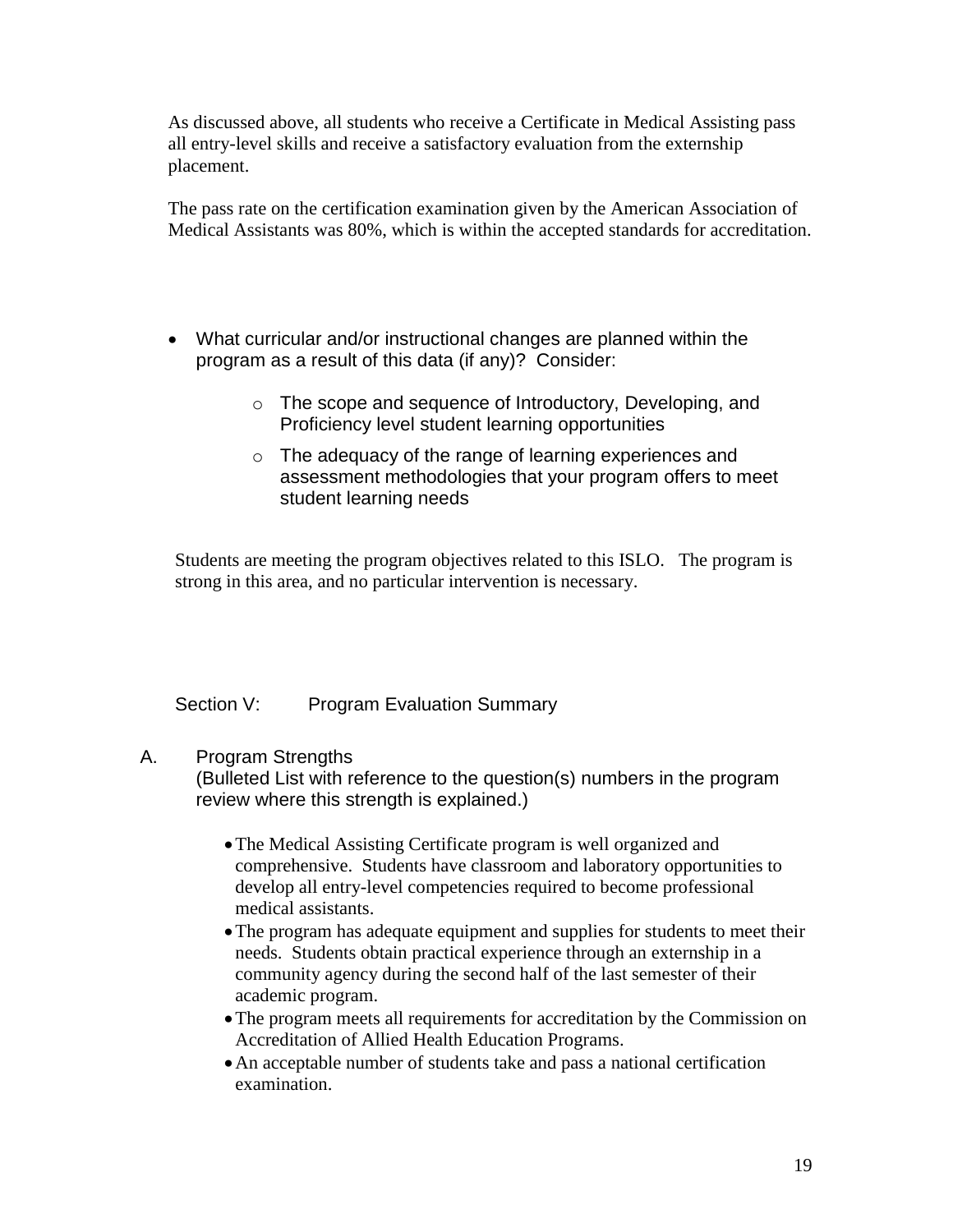As discussed above, all students who receive a Certificate in Medical Assisting pass all entry-level skills and receive a satisfactory evaluation from the externship placement.

The pass rate on the certification examination given by the American Association of Medical Assistants was 80%, which is within the accepted standards for accreditation.

- What curricular and/or instructional changes are planned within the program as a result of this data (if any)? Consider:
  - The scope and sequence of Introductory, Developing, and Proficiency level student learning opportunities
  - The adequacy of the range of learning experiences and assessment methodologies that your program offers to meet student learning needs

Students are meeting the program objectives related to this ISLO. The program is strong in this area, and no particular intervention is necessary.

## Section V: Program Evaluation Summary

A. Program Strengths
(Bulleted List with reference to the question(s) numbers in the program review where this strength is explained.)

- The Medical Assisting Certificate program is well organized and comprehensive. Students have classroom and laboratory opportunities to develop all entry-level competencies required to become professional medical assistants.
- The program has adequate equipment and supplies for students to meet their needs. Students obtain practical experience through an externship in a community agency during the second half of the last semester of their academic program.
- The program meets all requirements for accreditation by the Commission on Accreditation of Allied Health Education Programs.
- An acceptable number of students take and pass a national certification examination.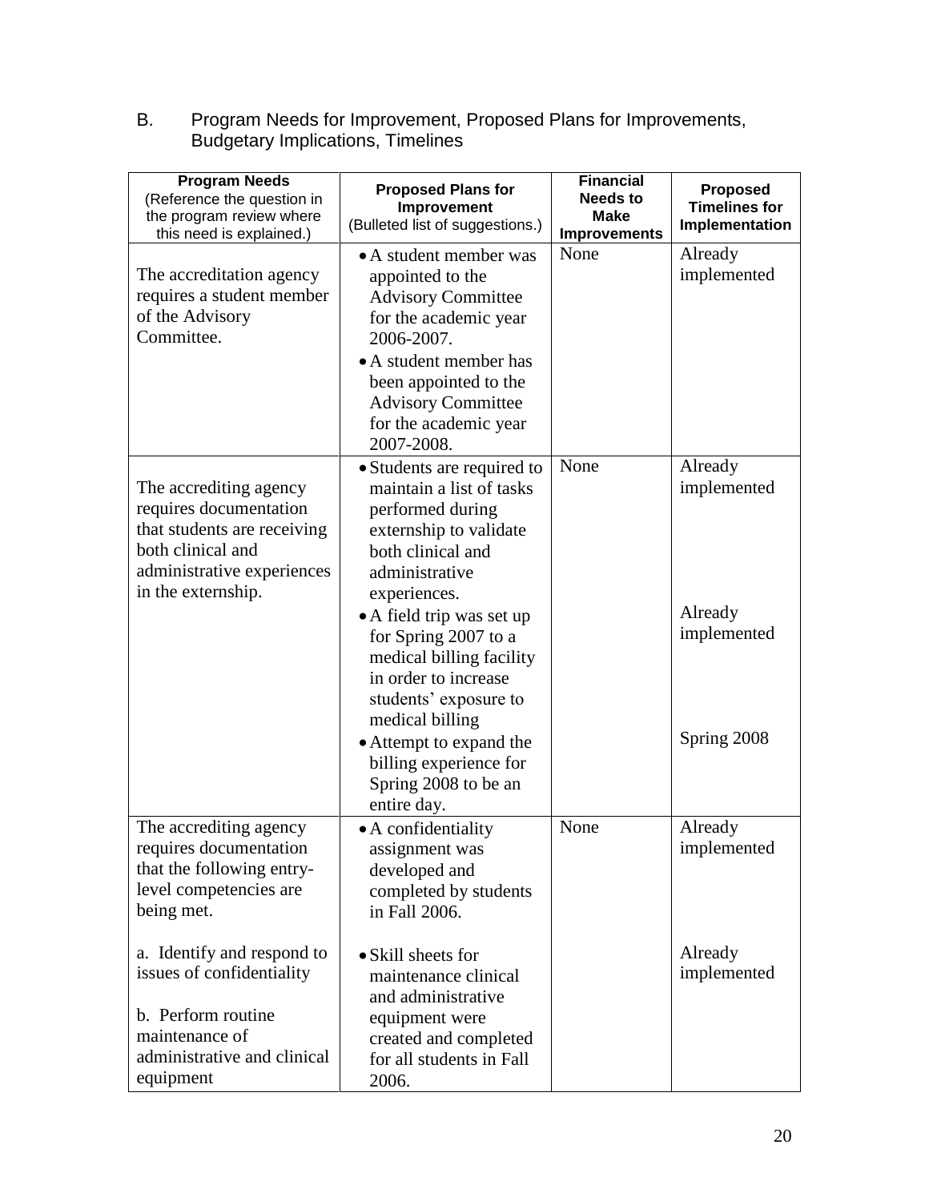## B. Program Needs for Improvement, Proposed Plans for Improvements, Budgetary Implications, Timelines

| **Program Needs** (Reference the question in the program review where this need is explained.) | **Proposed Plans for Improvement** (Bulleted list of suggestions.) | **Financial Needs to Make Improvements** | **Proposed Timelines for Implementation** |
|---|---|---|---|
| The accreditation agency requires a student member of the Advisory Committee. | • A student member was appointed to the Advisory Committee for the academic year 2006-2007.<br>• A student member has been appointed to the Advisory Committee for the academic year 2007-2008. | None | Already implemented |
| The accrediting agency requires documentation that students are receiving both clinical and administrative experiences in the externship. | • Students are required to maintain a list of tasks performed during externship to validate both clinical and administrative experiences.<br>• A field trip was set up for Spring 2007 to a medical billing facility in order to increase students' exposure to medical billing<br>• Attempt to expand the billing experience for Spring 2008 to be an entire day. | None | Already implemented<br><br>Already implemented<br><br>Spring 2008 |
| The accrediting agency requires documentation that the following entry-level competencies are being met.<br><br>a. Identify and respond to issues of confidentiality<br><br>b. Perform routine maintenance of administrative and clinical equipment | • A confidentiality assignment was developed and completed by students in Fall 2006.<br><br>• Skill sheets for maintenance clinical and administrative equipment were created and completed for all students in Fall 2006. | None | Already implemented<br><br>Already implemented |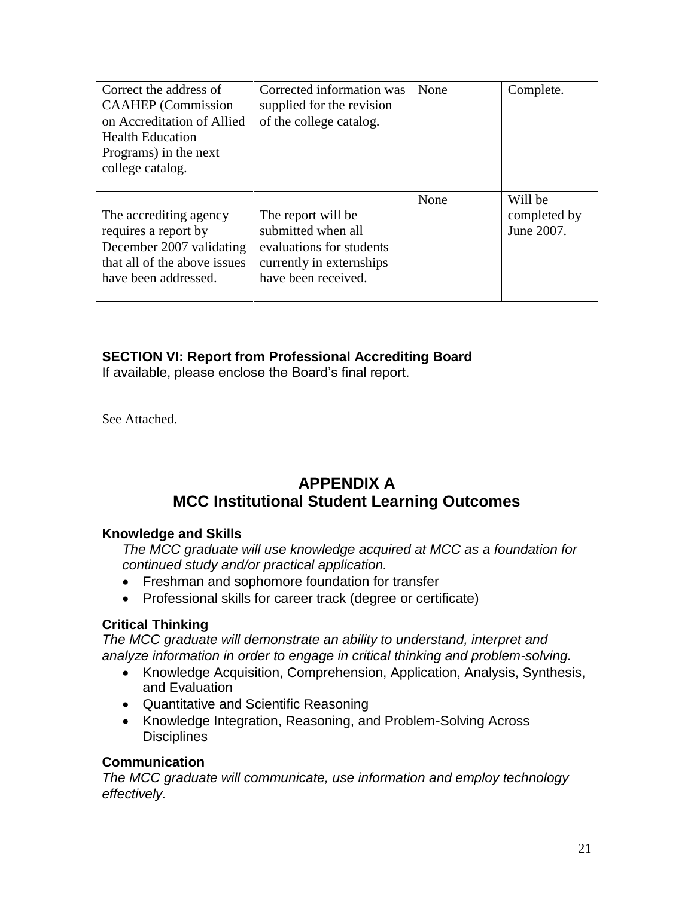| Correct the address of CAAHEP (Commission on Accreditation of Allied Health Education Programs) in the next college catalog. | Corrected information was supplied for the revision of the college catalog. | None | Complete. |
|---|---|---|---|
| The accrediting agency requires a report by December 2007 validating that all of the above issues have been addressed. | The report will be submitted when all evaluations for students currently in externships have been received. | None | Will be completed by June 2007. |

**SECTION VI: Report from Professional Accrediting Board**

If available, please enclose the Board's final report.

See Attached.

## APPENDIX A
## MCC Institutional Student Learning Outcomes

### Knowledge and Skills

*The MCC graduate will use knowledge acquired at MCC as a foundation for continued study and/or practical application.*

- Freshman and sophomore foundation for transfer
- Professional skills for career track (degree or certificate)

### Critical Thinking

*The MCC graduate will demonstrate an ability to understand, interpret and analyze information in order to engage in critical thinking and problem-solving.*

- Knowledge Acquisition, Comprehension, Application, Analysis, Synthesis, and Evaluation
- Quantitative and Scientific Reasoning
- Knowledge Integration, Reasoning, and Problem-Solving Across Disciplines

### Communication

*The MCC graduate will communicate, use information and employ technology effectively.*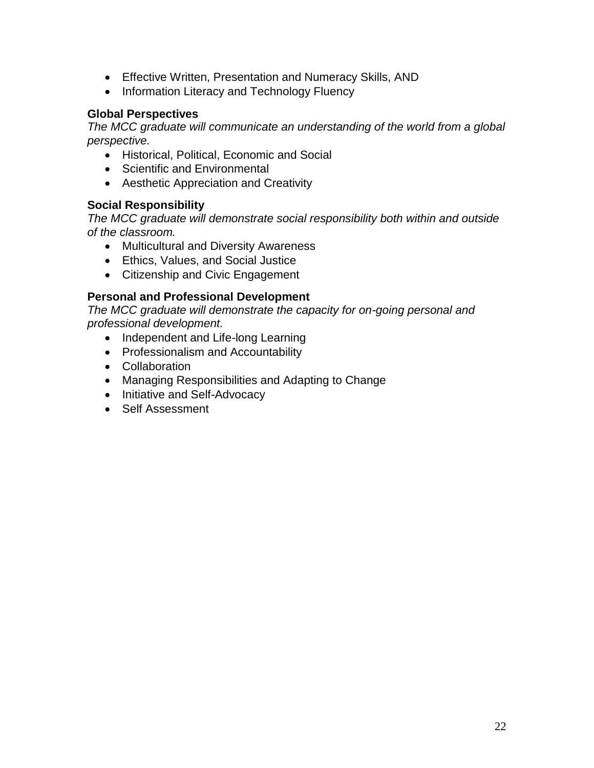- Effective Written, Presentation and Numeracy Skills, AND
- Information Literacy and Technology Fluency

### Global Perspectives

*The MCC graduate will communicate an understanding of the world from a global perspective.*

- Historical, Political, Economic and Social
- Scientific and Environmental
- Aesthetic Appreciation and Creativity

### Social Responsibility

*The MCC graduate will demonstrate social responsibility both within and outside of the classroom.*

- Multicultural and Diversity Awareness
- Ethics, Values, and Social Justice
- Citizenship and Civic Engagement

### Personal and Professional Development

*The MCC graduate will demonstrate the capacity for on-going personal and professional development.*

- Independent and Life-long Learning
- Professionalism and Accountability
- Collaboration
- Managing Responsibilities and Adapting to Change
- Initiative and Self-Advocacy
- Self Assessment